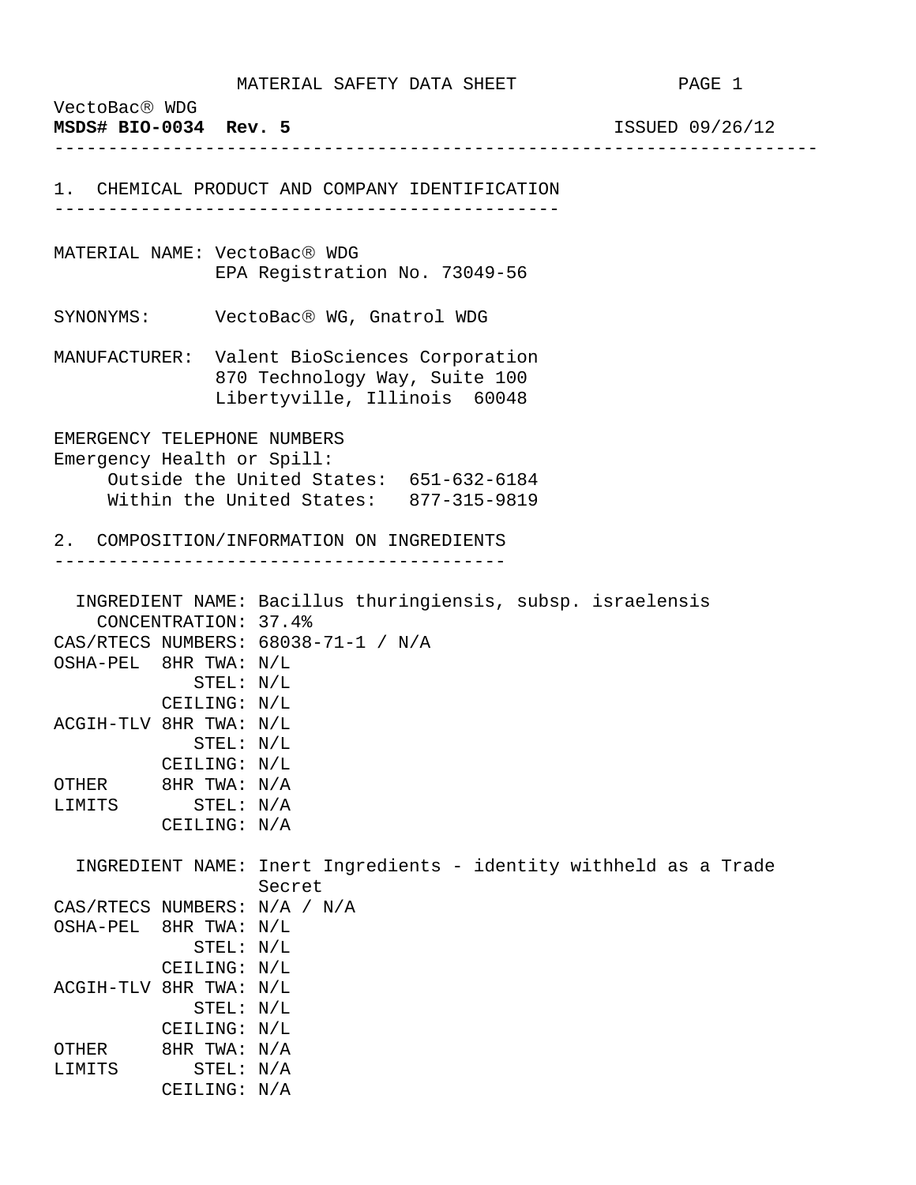# MATERIAL SAFETY DATA SHEET

VectoBac® WDG

**MSDS# BIO-0034 Rev. 5** ISSUED 09/26/12

## 1. CHEMICAL PRODUCT AND COMPANY IDENTIFICATION

MATERIAL NAME: VectoBac® WDG
EPA Registration No. 73049-56

SYNONYMS: VectoBac® WG, Gnatrol WDG

MANUFACTURER: Valent BioSciences Corporation
870 Technology Way, Suite 100
Libertyville, Illinois 60048

EMERGENCY TELEPHONE NUMBERS
Emergency Health or Spill:
Outside the United States: 651-632-6184
Within the United States: 877-315-9819

## 2. COMPOSITION/INFORMATION ON INGREDIENTS

INGREDIENT NAME: Bacillus thuringiensis, subsp. israelensis
CONCENTRATION: 37.4%
CAS/RTECS NUMBERS: 68038-71-1 / N/A
OSHA-PEL 8HR TWA: N/L
STEL: N/L
CEILING: N/L
ACGIH-TLV 8HR TWA: N/L
STEL: N/L
CEILING: N/L
OTHER LIMITS 8HR TWA: N/A
STEL: N/A
CEILING: N/A

INGREDIENT NAME: Inert Ingredients - identity withheld as a Trade Secret
CAS/RTECS NUMBERS: N/A / N/A
OSHA-PEL 8HR TWA: N/L
STEL: N/L
CEILING: N/L
ACGIH-TLV 8HR TWA: N/L
STEL: N/L
CEILING: N/L
OTHER LIMITS 8HR TWA: N/A
STEL: N/A
CEILING: N/A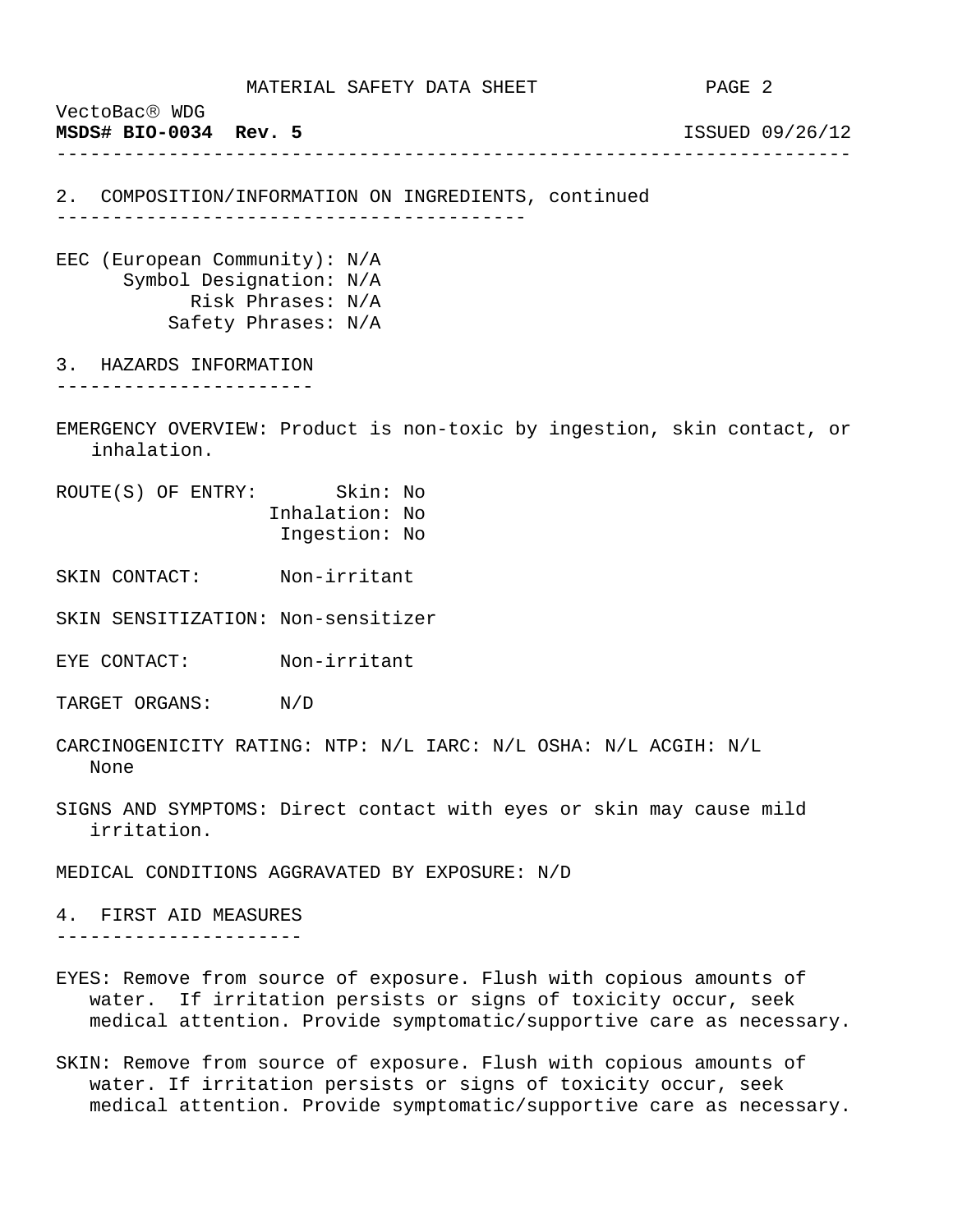## 2. COMPOSITION/INFORMATION ON INGREDIENTS, continued

EEC (European Community): N/A
Symbol Designation: N/A
Risk Phrases: N/A
Safety Phrases: N/A

## 3. HAZARDS INFORMATION

EMERGENCY OVERVIEW: Product is non-toxic by ingestion, skin contact, or inhalation.

ROUTE(S) OF ENTRY: Skin: No
Inhalation: No
Ingestion: No

SKIN CONTACT: Non-irritant

SKIN SENSITIZATION: Non-sensitizer

EYE CONTACT: Non-irritant

TARGET ORGANS: N/D

CARCINOGENICITY RATING: NTP: N/L IARC: N/L OSHA: N/L ACGIH: N/L
None

SIGNS AND SYMPTOMS: Direct contact with eyes or skin may cause mild irritation.

MEDICAL CONDITIONS AGGRAVATED BY EXPOSURE: N/D

## 4. FIRST AID MEASURES

EYES: Remove from source of exposure. Flush with copious amounts of water. If irritation persists or signs of toxicity occur, seek medical attention. Provide symptomatic/supportive care as necessary.

SKIN: Remove from source of exposure. Flush with copious amounts of water. If irritation persists or signs of toxicity occur, seek medical attention. Provide symptomatic/supportive care as necessary.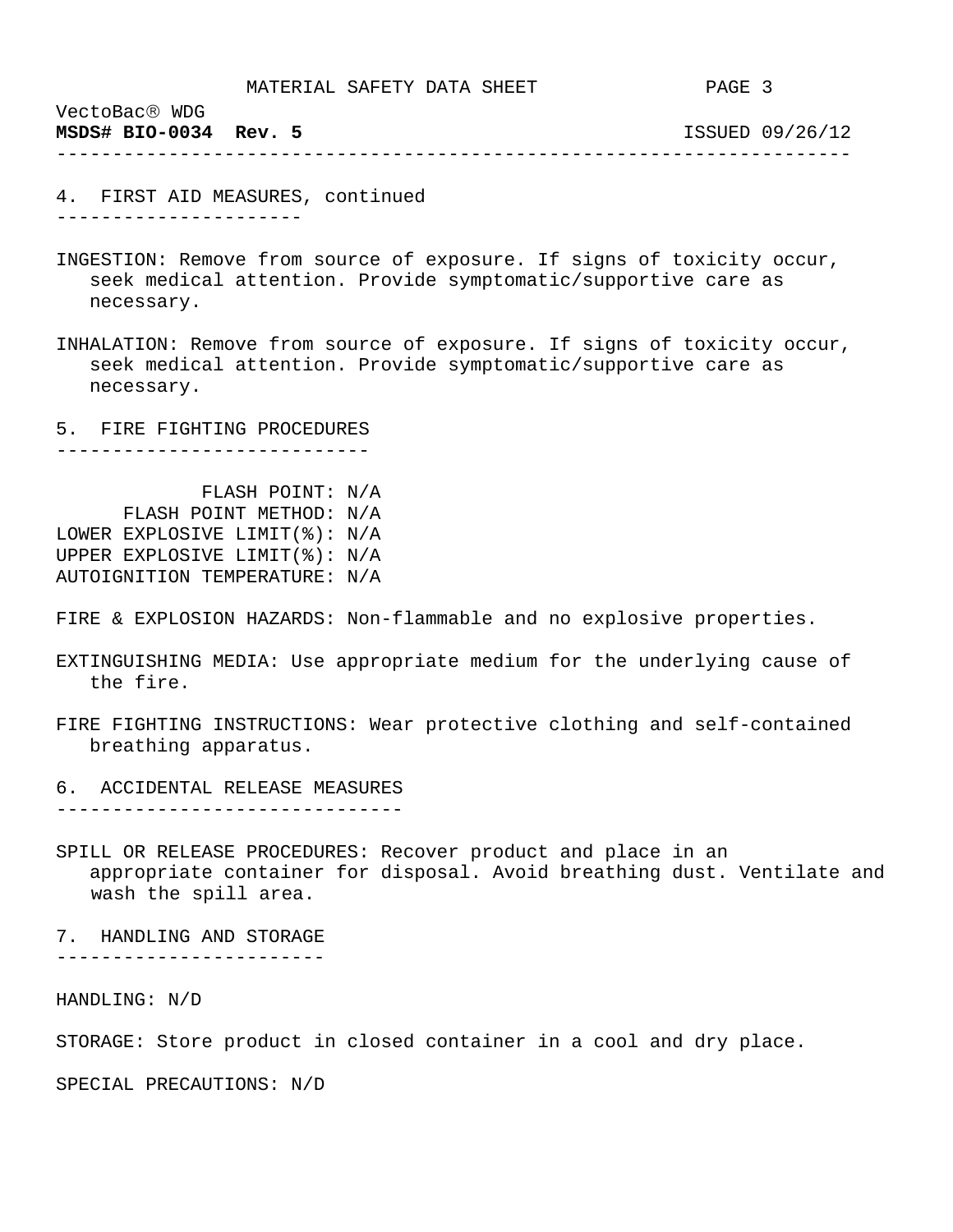## 4. FIRST AID MEASURES, continued

INGESTION: Remove from source of exposure. If signs of toxicity occur, seek medical attention. Provide symptomatic/supportive care as necessary.

INHALATION: Remove from source of exposure. If signs of toxicity occur, seek medical attention. Provide symptomatic/supportive care as necessary.

## 5. FIRE FIGHTING PROCEDURES

FLASH POINT: N/A
FLASH POINT METHOD: N/A
LOWER EXPLOSIVE LIMIT(%): N/A
UPPER EXPLOSIVE LIMIT(%): N/A
AUTOIGNITION TEMPERATURE: N/A

FIRE & EXPLOSION HAZARDS: Non-flammable and no explosive properties.

EXTINGUISHING MEDIA: Use appropriate medium for the underlying cause of the fire.

FIRE FIGHTING INSTRUCTIONS: Wear protective clothing and self-contained breathing apparatus.

## 6. ACCIDENTAL RELEASE MEASURES

SPILL OR RELEASE PROCEDURES: Recover product and place in an appropriate container for disposal. Avoid breathing dust. Ventilate and wash the spill area.

## 7. HANDLING AND STORAGE

HANDLING: N/D

STORAGE: Store product in closed container in a cool and dry place.

SPECIAL PRECAUTIONS: N/D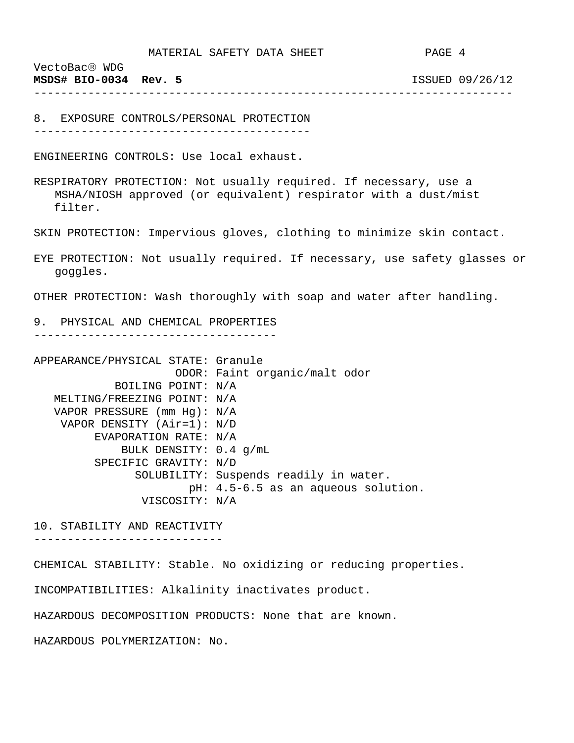## 8. EXPOSURE CONTROLS/PERSONAL PROTECTION

ENGINEERING CONTROLS: Use local exhaust.

RESPIRATORY PROTECTION: Not usually required. If necessary, use a MSHA/NIOSH approved (or equivalent) respirator with a dust/mist filter.

SKIN PROTECTION: Impervious gloves, clothing to minimize skin contact.

EYE PROTECTION: Not usually required. If necessary, use safety glasses or goggles.

OTHER PROTECTION: Wash thoroughly with soap and water after handling.

## 9. PHYSICAL AND CHEMICAL PROPERTIES

APPEARANCE/PHYSICAL STATE: Granule
ODOR: Faint organic/malt odor
BOILING POINT: N/A
MELTING/FREEZING POINT: N/A
VAPOR PRESSURE (mm Hg): N/A
VAPOR DENSITY (Air=1): N/D
EVAPORATION RATE: N/A
BULK DENSITY: 0.4 g/mL
SPECIFIC GRAVITY: N/D
SOLUBILITY: Suspends readily in water.
pH: 4.5-6.5 as an aqueous solution.
VISCOSITY: N/A

## 10. STABILITY AND REACTIVITY

CHEMICAL STABILITY: Stable. No oxidizing or reducing properties.

INCOMPATIBILITIES: Alkalinity inactivates product.

HAZARDOUS DECOMPOSITION PRODUCTS: None that are known.

HAZARDOUS POLYMERIZATION: No.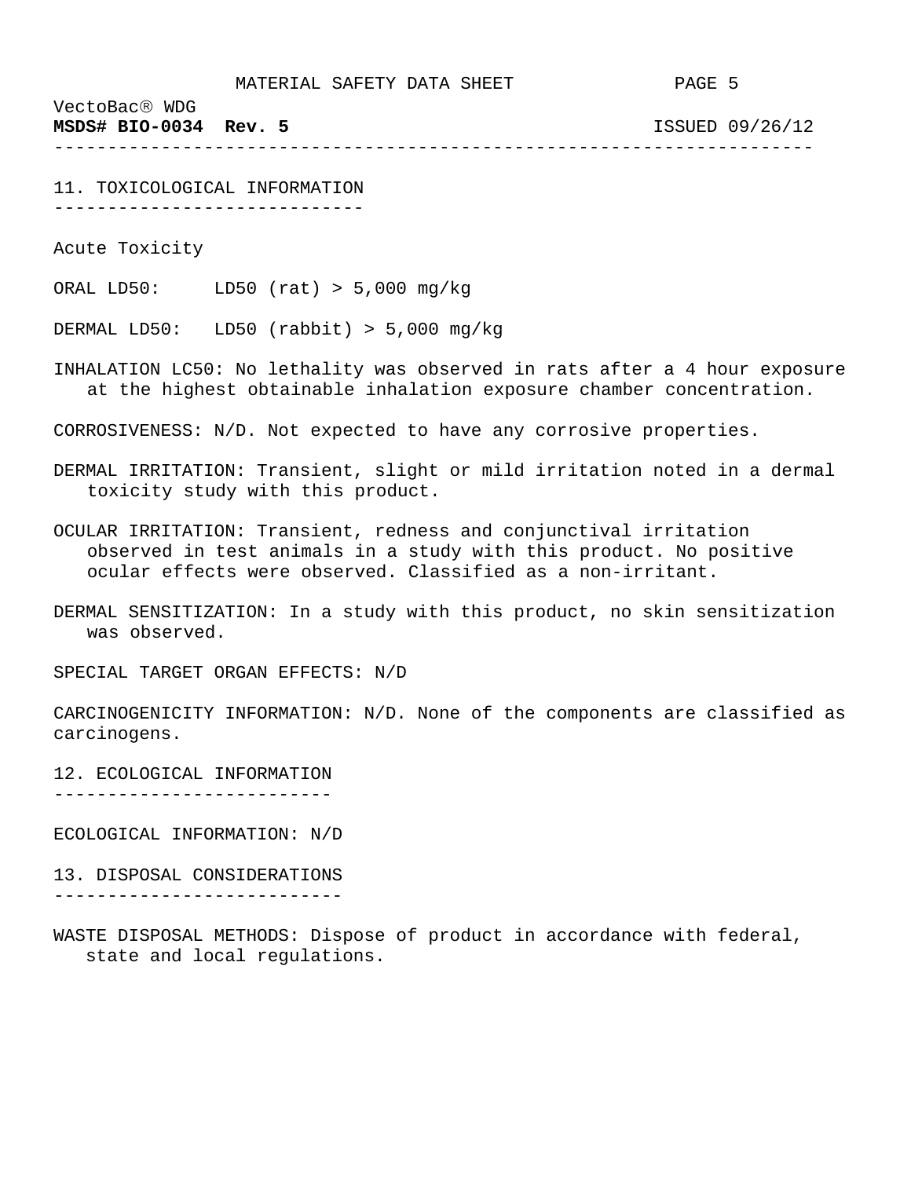## 11. TOXICOLOGICAL INFORMATION

Acute Toxicity

ORAL LD50: LD50 (rat) > 5,000 mg/kg

DERMAL LD50: LD50 (rabbit) > 5,000 mg/kg

INHALATION LC50: No lethality was observed in rats after a 4 hour exposure at the highest obtainable inhalation exposure chamber concentration.

CORROSIVENESS: N/D. Not expected to have any corrosive properties.

DERMAL IRRITATION: Transient, slight or mild irritation noted in a dermal toxicity study with this product.

OCULAR IRRITATION: Transient, redness and conjunctival irritation observed in test animals in a study with this product. No positive ocular effects were observed. Classified as a non-irritant.

DERMAL SENSITIZATION: In a study with this product, no skin sensitization was observed.

SPECIAL TARGET ORGAN EFFECTS: N/D

CARCINOGENICITY INFORMATION: N/D. None of the components are classified as carcinogens.

## 12. ECOLOGICAL INFORMATION

ECOLOGICAL INFORMATION: N/D

## 13. DISPOSAL CONSIDERATIONS

WASTE DISPOSAL METHODS: Dispose of product in accordance with federal, state and local regulations.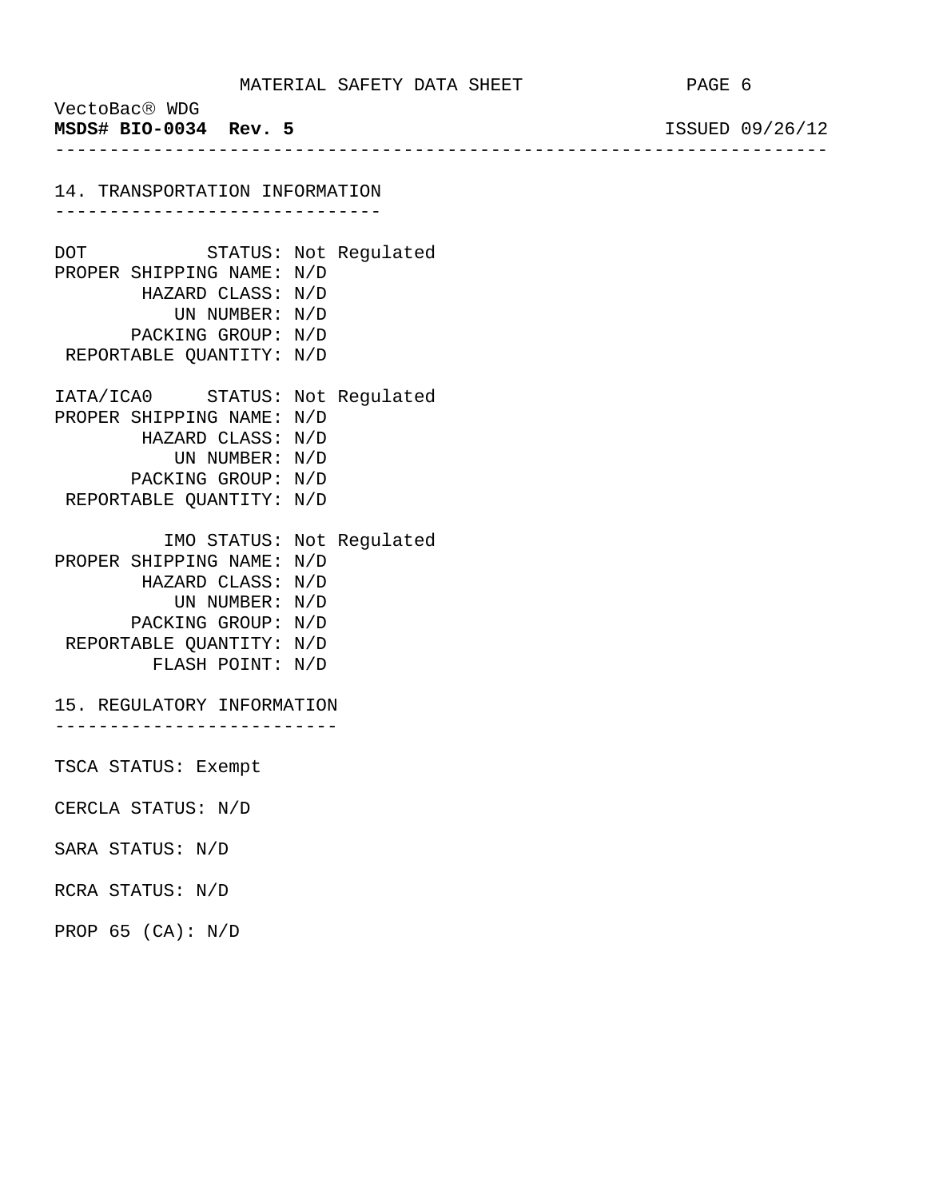## 14. TRANSPORTATION INFORMATION

DOT STATUS: Not Regulated
PROPER SHIPPING NAME: N/D
HAZARD CLASS: N/D
UN NUMBER: N/D
PACKING GROUP: N/D
REPORTABLE QUANTITY: N/D

IATA/ICA0 STATUS: Not Regulated
PROPER SHIPPING NAME: N/D
HAZARD CLASS: N/D
UN NUMBER: N/D
PACKING GROUP: N/D
REPORTABLE QUANTITY: N/D

IMO STATUS: Not Regulated
PROPER SHIPPING NAME: N/D
HAZARD CLASS: N/D
UN NUMBER: N/D
PACKING GROUP: N/D
REPORTABLE QUANTITY: N/D
FLASH POINT: N/D

## 15. REGULATORY INFORMATION

TSCA STATUS: Exempt

CERCLA STATUS: N/D

SARA STATUS: N/D

RCRA STATUS: N/D

PROP 65 (CA): N/D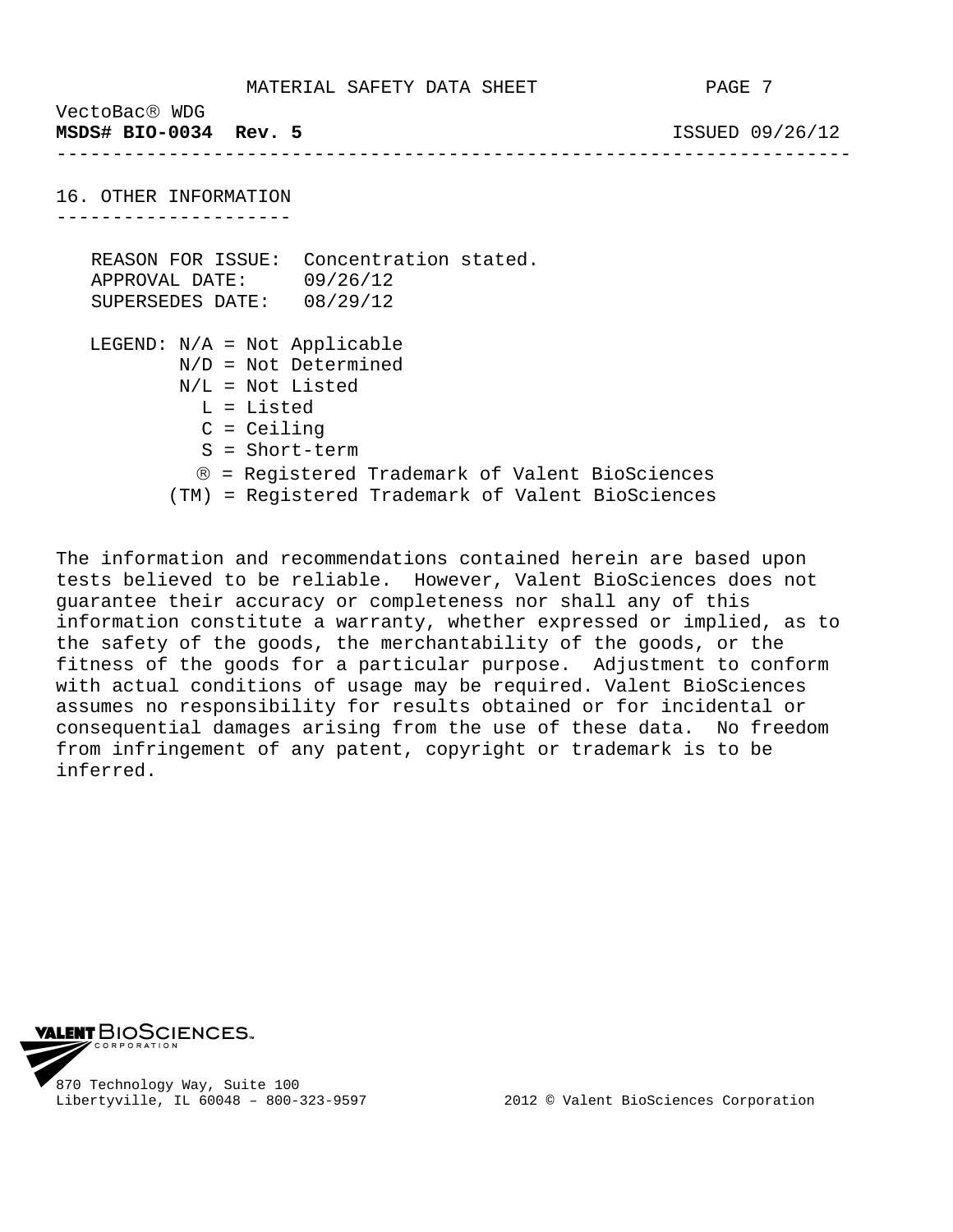## 16. OTHER INFORMATION

REASON FOR ISSUE: Concentration stated.
APPROVAL DATE: 09/26/12
SUPERSEDES DATE: 08/29/12

LEGEND:
- N/A = Not Applicable
- N/D = Not Determined
- N/L = Not Listed
- L = Listed
- C = Ceiling
- S = Short-term
- ® = Registered Trademark of Valent BioSciences
- (TM) = Registered Trademark of Valent BioSciences

The information and recommendations contained herein are based upon tests believed to be reliable. However, Valent BioSciences does not guarantee their accuracy or completeness nor shall any of this information constitute a warranty, whether expressed or implied, as to the safety of the goods, the merchantability of the goods, or the fitness of the goods for a particular purpose. Adjustment to conform with actual conditions of usage may be required. Valent BioSciences assumes no responsibility for results obtained or for incidental or consequential damages arising from the use of these data. No freedom from infringement of any patent, copyright or trademark is to be inferred.

VALENT BIOSCIENCES CORPORATION
870 Technology Way, Suite 100
Libertyville, IL 60048 – 800-323-9597

2012 © Valent BioSciences Corporation